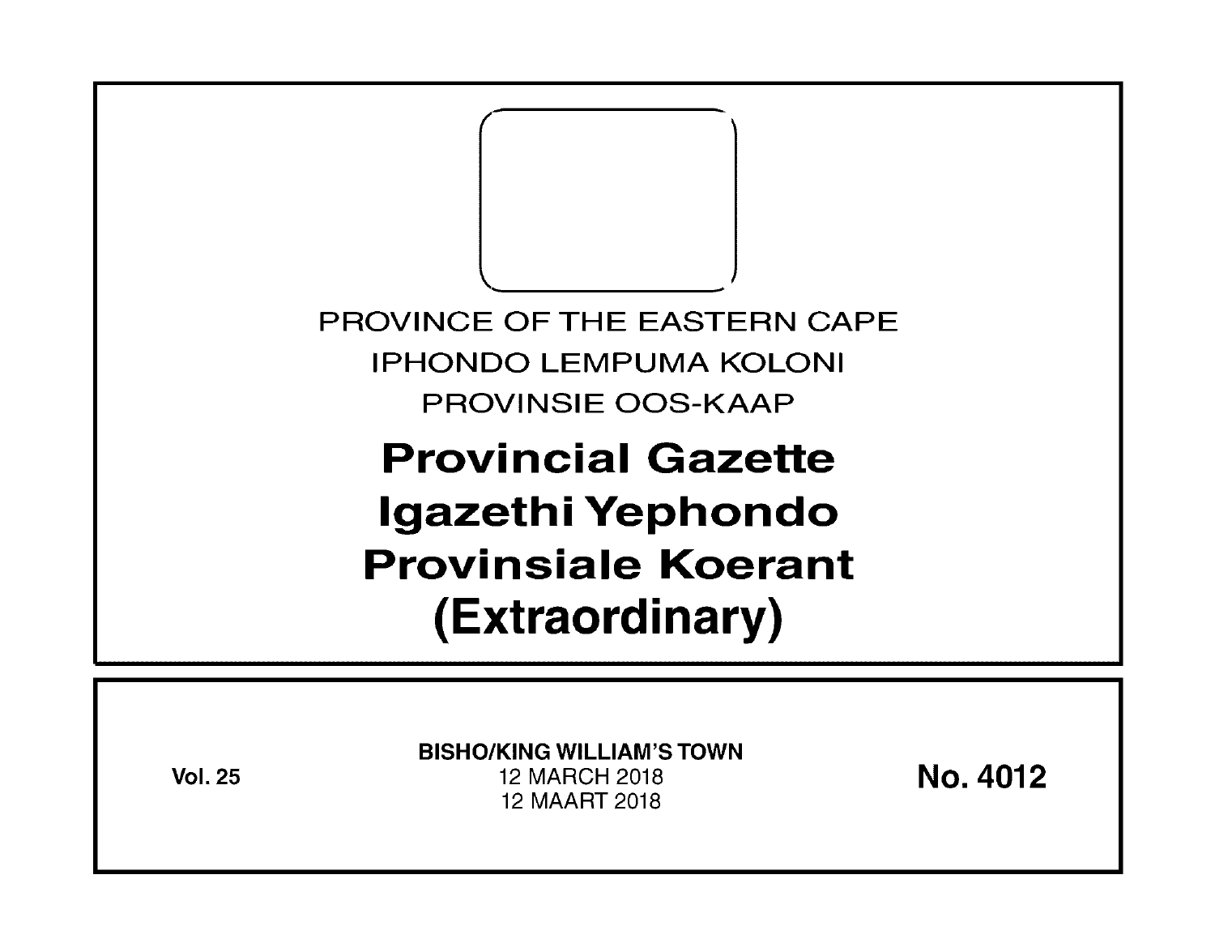PROVINCE OF THE EASTERN CAPE

IPHONDO LEMPUMA KOLONI

PROVINSIE OOS-KAAP

# Provincial Gazette
# Igazethi Yephondo
# Provinsiale Koerant
# (Extraordinary)

**Vol. 25**

**BISHO/KING WILLIAM'S TOWN**

12 MARCH 2018

12 MAART 2018

**No. 4012**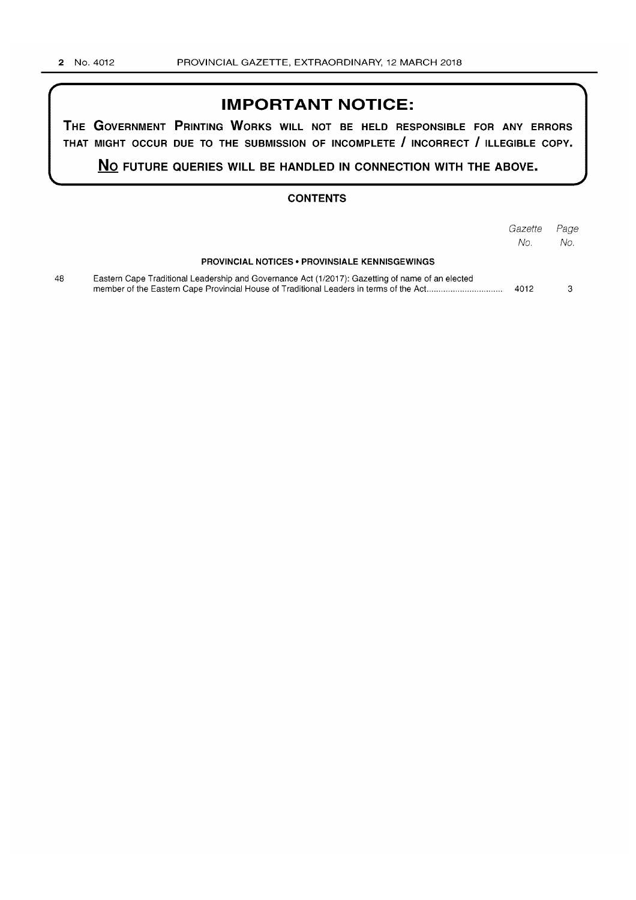## IMPORTANT NOTICE:

**THE GOVERNMENT PRINTING WORKS WILL NOT BE HELD RESPONSIBLE FOR ANY ERRORS THAT MIGHT OCCUR DUE TO THE SUBMISSION OF INCOMPLETE / INCORRECT / ILLEGIBLE COPY.**

**NO FUTURE QUERIES WILL BE HANDLED IN CONNECTION WITH THE ABOVE.**

### CONTENTS

| | | *Gazette No.* | *Page No.* |
|---|---|---|---|
| | **PROVINCIAL NOTICES • PROVINSIALE KENNISGEWINGS** | | |
| 48 | Eastern Cape Traditional Leadership and Governance Act (1/2017): Gazetting of name of an elected member of the Eastern Cape Provincial House of Traditional Leaders in terms of the Act................................ | 4012 | 3 |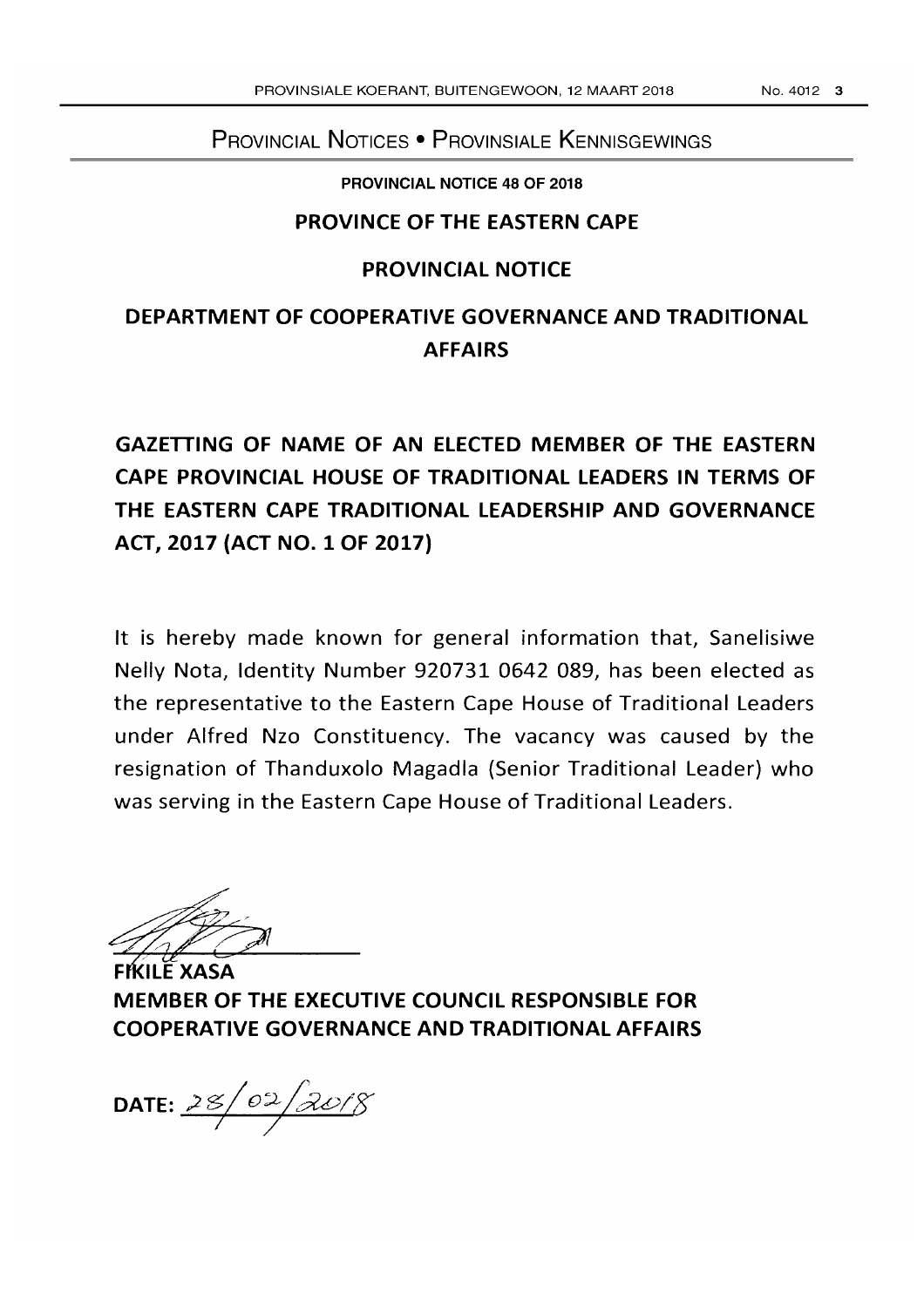## Provincial Notices • Provinsiale Kennisgewings

**PROVINCIAL NOTICE 48 OF 2018**

**PROVINCE OF THE EASTERN CAPE**

**PROVINCIAL NOTICE**

**DEPARTMENT OF COOPERATIVE GOVERNANCE AND TRADITIONAL AFFAIRS**

**GAZETTING OF NAME OF AN ELECTED MEMBER OF THE EASTERN CAPE PROVINCIAL HOUSE OF TRADITIONAL LEADERS IN TERMS OF THE EASTERN CAPE TRADITIONAL LEADERSHIP AND GOVERNANCE ACT, 2017 (ACT NO. 1 OF 2017)**

It is hereby made known for general information that, Sanelisiwe Nelly Nota, Identity Number 920731 0642 089, has been elected as the representative to the Eastern Cape House of Traditional Leaders under Alfred Nzo Constituency. The vacancy was caused by the resignation of Thanduxolo Magadla (Senior Traditional Leader) who was serving in the Eastern Cape House of Traditional Leaders.

**FIKILE XASA**
**MEMBER OF THE EXECUTIVE COUNCIL RESPONSIBLE FOR COOPERATIVE GOVERNANCE AND TRADITIONAL AFFAIRS**

**DATE:** 28/02/2018